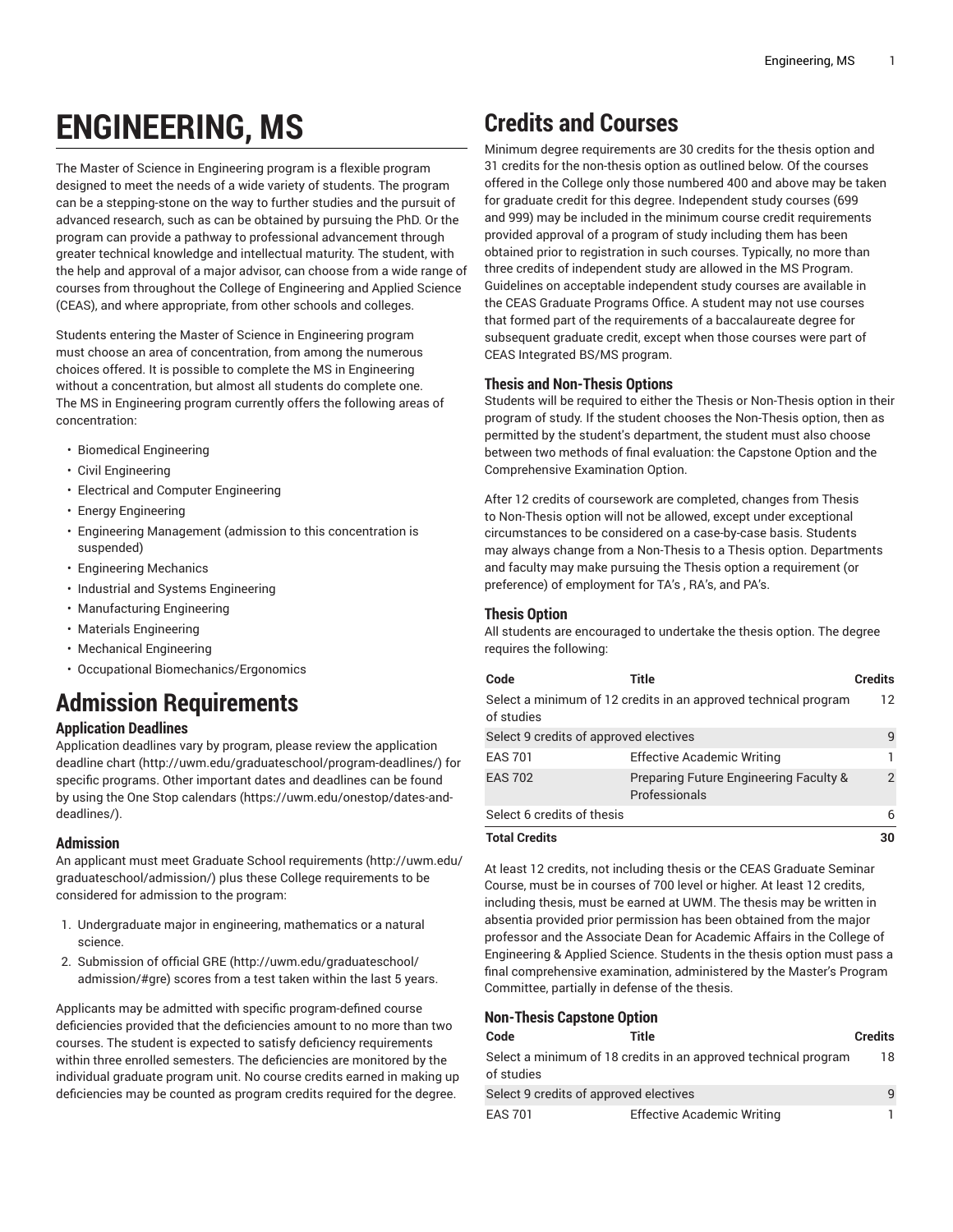# ENGINEERING, MS

The Master of Science in Engineering program is a flexible program designed to meet the needs of a wide variety of students. The program can be a stepping-stone on the way to further studies and the pursuit of advanced research, such as can be obtained by pursuing the PhD. Or the program can provide a pathway to professional advancement through greater technical knowledge and intellectual maturity. The student, with the help and approval of a major advisor, can choose from a wide range of courses from throughout the College of Engineering and Applied Science (CEAS), and where appropriate, from other schools and colleges.

Students entering the Master of Science in Engineering program must choose an area of concentration, from among the numerous choices offered. It is possible to complete the MS in Engineering without a concentration, but almost all students do complete one. The MS in Engineering program currently offers the following areas of concentration:

- Biomedical Engineering
- Civil Engineering
- Electrical and Computer Engineering
- Energy Engineering
- Engineering Management (admission to this concentration is suspended)
- Engineering Mechanics
- Industrial and Systems Engineering
- Manufacturing Engineering
- Materials Engineering
- Mechanical Engineering
- Occupational Biomechanics/Ergonomics

# Admission Requirements

### Application Deadlines

Application deadlines vary by program, please review the application deadline chart (http://uwm.edu/graduateschool/program-deadlines/) for specific programs. Other important dates and deadlines can be found by using the One Stop calendars (https://uwm.edu/onestop/dates-and-deadlines/).

### Admission

An applicant must meet Graduate School requirements (http://uwm.edu/graduateschool/admission/) plus these College requirements to be considered for admission to the program:

1. Undergraduate major in engineering, mathematics or a natural science.
2. Submission of official GRE (http://uwm.edu/graduateschool/admission/#gre) scores from a test taken within the last 5 years.

Applicants may be admitted with specific program-defined course deficiencies provided that the deficiencies amount to no more than two courses. The student is expected to satisfy deficiency requirements within three enrolled semesters. The deficiencies are monitored by the individual graduate program unit. No course credits earned in making up deficiencies may be counted as program credits required for the degree.

# Credits and Courses

Minimum degree requirements are 30 credits for the thesis option and 31 credits for the non-thesis option as outlined below. Of the courses offered in the College only those numbered 400 and above may be taken for graduate credit for this degree. Independent study courses (699 and 999) may be included in the minimum course credit requirements provided approval of a program of study including them has been obtained prior to registration in such courses. Typically, no more than three credits of independent study are allowed in the MS Program. Guidelines on acceptable independent study courses are available in the CEAS Graduate Programs Office. A student may not use courses that formed part of the requirements of a baccalaureate degree for subsequent graduate credit, except when those courses were part of CEAS Integrated BS/MS program.

### Thesis and Non-Thesis Options

Students will be required to either the Thesis or Non-Thesis option in their program of study. If the student chooses the Non-Thesis option, then as permitted by the student's department, the student must also choose between two methods of final evaluation: the Capstone Option and the Comprehensive Examination Option.

After 12 credits of coursework are completed, changes from Thesis to Non-Thesis option will not be allowed, except under exceptional circumstances to be considered on a case-by-case basis. Students may always change from a Non-Thesis to a Thesis option. Departments and faculty may make pursuing the Thesis option a requirement (or preference) of employment for TA's , RA's, and PA's.

### Thesis Option

All students are encouraged to undertake the thesis option. The degree requires the following:

| Code | Title | Credits |
|---|---|---|
| Select a minimum of 12 credits in an approved technical program of studies | | 12 |
| Select 9 credits of approved electives | | 9 |
| EAS 701 | Effective Academic Writing | 1 |
| EAS 702 | Preparing Future Engineering Faculty & Professionals | 2 |
| Select 6 credits of thesis | | 6 |
| **Total Credits** | | **30** |

At least 12 credits, not including thesis or the CEAS Graduate Seminar Course, must be in courses of 700 level or higher. At least 12 credits, including thesis, must be earned at UWM. The thesis may be written in absentia provided prior permission has been obtained from the major professor and the Associate Dean for Academic Affairs in the College of Engineering & Applied Science. Students in the thesis option must pass a final comprehensive examination, administered by the Master's Program Committee, partially in defense of the thesis.

### Non-Thesis Capstone Option

| Code | Title | Credits |
|---|---|---|
| Select a minimum of 18 credits in an approved technical program of studies | | 18 |
| Select 9 credits of approved electives | | 9 |
| EAS 701 | Effective Academic Writing | 1 |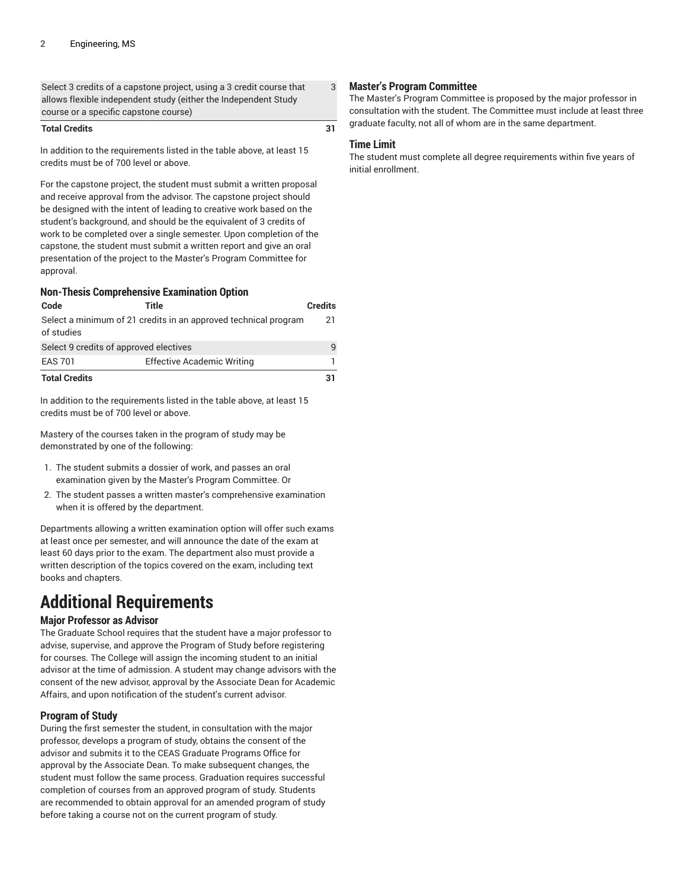| | | |
|---|---|---|
| Select 3 credits of a capstone project, using a 3 credit course that allows flexible independent study (either the Independent Study course or a specific capstone course) | | 3 |
| **Total Credits** | | **31** |

In addition to the requirements listed in the table above, at least 15 credits must be of 700 level or above.

For the capstone project, the student must submit a written proposal and receive approval from the advisor. The capstone project should be designed with the intent of leading to creative work based on the student's background, and should be the equivalent of 3 credits of work to be completed over a single semester. Upon completion of the capstone, the student must submit a written report and give an oral presentation of the project to the Master's Program Committee for approval.

### Non-Thesis Comprehensive Examination Option

| Code | Title | Credits |
|---|---|---|
| Select a minimum of 21 credits in an approved technical program of studies | | 21 |
| Select 9 credits of approved electives | | 9 |
| EAS 701 | Effective Academic Writing | 1 |
| **Total Credits** | | **31** |

In addition to the requirements listed in the table above, at least 15 credits must be of 700 level or above.

Mastery of the courses taken in the program of study may be demonstrated by one of the following:

1. The student submits a dossier of work, and passes an oral examination given by the Master's Program Committee. Or
2. The student passes a written master's comprehensive examination when it is offered by the department.

Departments allowing a written examination option will offer such exams at least once per semester, and will announce the date of the exam at least 60 days prior to the exam. The department also must provide a written description of the topics covered on the exam, including text books and chapters.

## Additional Requirements

### Major Professor as Advisor

The Graduate School requires that the student have a major professor to advise, supervise, and approve the Program of Study before registering for courses. The College will assign the incoming student to an initial advisor at the time of admission. A student may change advisors with the consent of the new advisor, approval by the Associate Dean for Academic Affairs, and upon notification of the student's current advisor.

### Program of Study

During the first semester the student, in consultation with the major professor, develops a program of study, obtains the consent of the advisor and submits it to the CEAS Graduate Programs Office for approval by the Associate Dean. To make subsequent changes, the student must follow the same process. Graduation requires successful completion of courses from an approved program of study. Students are recommended to obtain approval for an amended program of study before taking a course not on the current program of study.

### Master's Program Committee

The Master's Program Committee is proposed by the major professor in consultation with the student. The Committee must include at least three graduate faculty, not all of whom are in the same department.

### Time Limit

The student must complete all degree requirements within five years of initial enrollment.